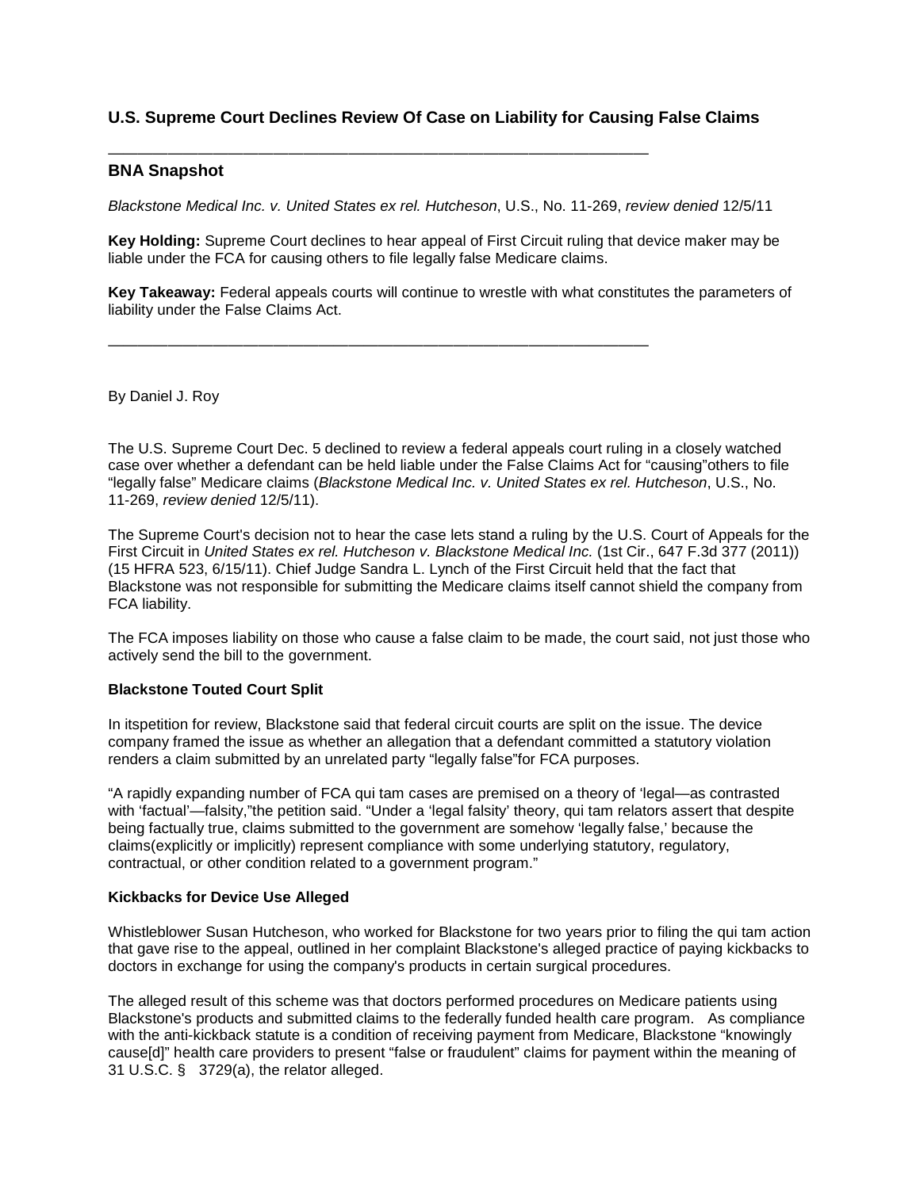## U.S. Supreme Court Declines Review Of Case on Liability for Causing False Claims

---

### BNA Snapshot

*Blackstone Medical Inc. v. United States ex rel. Hutcheson*, U.S., No. 11-269, *review denied* 12/5/11

**Key Holding:** Supreme Court declines to hear appeal of First Circuit ruling that device maker may be liable under the FCA for causing others to file legally false Medicare claims.

**Key Takeaway:** Federal appeals courts will continue to wrestle with what constitutes the parameters of liability under the False Claims Act.

---

By Daniel J. Roy

The U.S. Supreme Court Dec. 5 declined to review a federal appeals court ruling in a closely watched case over whether a defendant can be held liable under the False Claims Act for "causing"others to file "legally false" Medicare claims (*Blackstone Medical Inc. v. United States ex rel. Hutcheson*, U.S., No. 11-269, *review denied* 12/5/11).

The Supreme Court's decision not to hear the case lets stand a ruling by the U.S. Court of Appeals for the First Circuit in *United States ex rel. Hutcheson v. Blackstone Medical Inc.* (1st Cir., 647 F.3d 377 (2011)) (15 HFRA 523, 6/15/11). Chief Judge Sandra L. Lynch of the First Circuit held that the fact that Blackstone was not responsible for submitting the Medicare claims itself cannot shield the company from FCA liability.

The FCA imposes liability on those who cause a false claim to be made, the court said, not just those who actively send the bill to the government.

**Blackstone Touted Court Split**

In itspetition for review, Blackstone said that federal circuit courts are split on the issue. The device company framed the issue as whether an allegation that a defendant committed a statutory violation renders a claim submitted by an unrelated party "legally false"for FCA purposes.

"A rapidly expanding number of FCA qui tam cases are premised on a theory of 'legal—as contrasted with 'factual'—falsity,"the petition said. "Under a 'legal falsity' theory, qui tam relators assert that despite being factually true, claims submitted to the government are somehow 'legally false,' because the claims(explicitly or implicitly) represent compliance with some underlying statutory, regulatory, contractual, or other condition related to a government program."

**Kickbacks for Device Use Alleged**

Whistleblower Susan Hutcheson, who worked for Blackstone for two years prior to filing the qui tam action that gave rise to the appeal, outlined in her complaint Blackstone's alleged practice of paying kickbacks to doctors in exchange for using the company's products in certain surgical procedures.

The alleged result of this scheme was that doctors performed procedures on Medicare patients using Blackstone's products and submitted claims to the federally funded health care program. As compliance with the anti-kickback statute is a condition of receiving payment from Medicare, Blackstone "knowingly cause[d]" health care providers to present "false or fraudulent" claims for payment within the meaning of 31 U.S.C. § 3729(a), the relator alleged.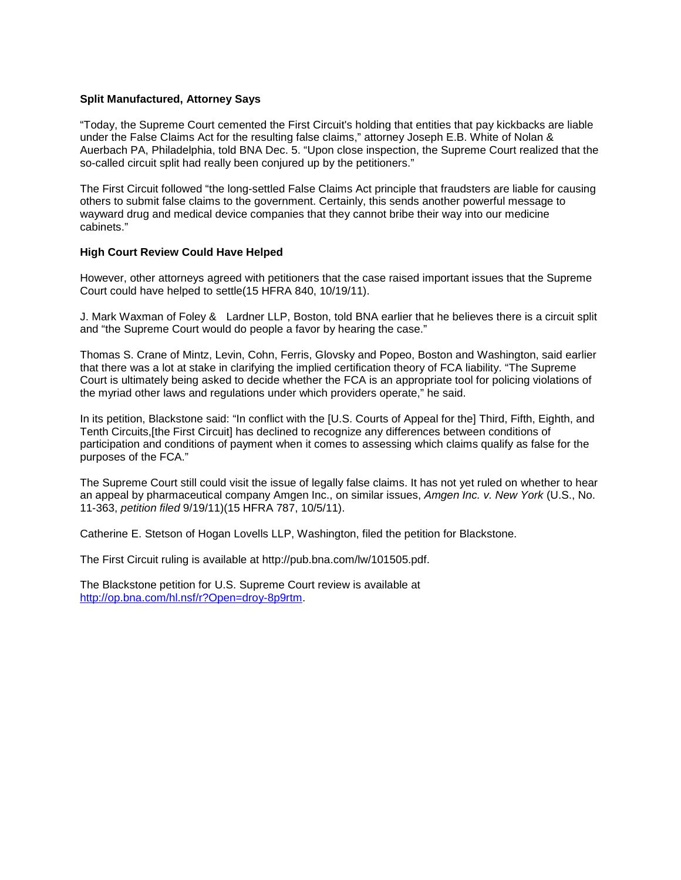**Split Manufactured, Attorney Says**

"Today, the Supreme Court cemented the First Circuit's holding that entities that pay kickbacks are liable under the False Claims Act for the resulting false claims," attorney Joseph E.B. White of Nolan & Auerbach PA, Philadelphia, told BNA Dec. 5. "Upon close inspection, the Supreme Court realized that the so-called circuit split had really been conjured up by the petitioners."

The First Circuit followed "the long-settled False Claims Act principle that fraudsters are liable for causing others to submit false claims to the government. Certainly, this sends another powerful message to wayward drug and medical device companies that they cannot bribe their way into our medicine cabinets."

**High Court Review Could Have Helped**

However, other attorneys agreed with petitioners that the case raised important issues that the Supreme Court could have helped to settle(15 HFRA 840, 10/19/11).

J. Mark Waxman of Foley & Lardner LLP, Boston, told BNA earlier that he believes there is a circuit split and "the Supreme Court would do people a favor by hearing the case."

Thomas S. Crane of Mintz, Levin, Cohn, Ferris, Glovsky and Popeo, Boston and Washington, said earlier that there was a lot at stake in clarifying the implied certification theory of FCA liability. "The Supreme Court is ultimately being asked to decide whether the FCA is an appropriate tool for policing violations of the myriad other laws and regulations under which providers operate," he said.

In its petition, Blackstone said: "In conflict with the [U.S. Courts of Appeal for the] Third, Fifth, Eighth, and Tenth Circuits,[the First Circuit] has declined to recognize any differences between conditions of participation and conditions of payment when it comes to assessing which claims qualify as false for the purposes of the FCA."

The Supreme Court still could visit the issue of legally false claims. It has not yet ruled on whether to hear an appeal by pharmaceutical company Amgen Inc., on similar issues, *Amgen Inc. v. New York* (U.S., No. 11-363, *petition filed* 9/19/11)(15 HFRA 787, 10/5/11).

Catherine E. Stetson of Hogan Lovells LLP, Washington, filed the petition for Blackstone.

The First Circuit ruling is available at http://pub.bna.com/lw/101505.pdf.

The Blackstone petition for U.S. Supreme Court review is available at http://op.bna.com/hl.nsf/r?Open=droy-8p9rtm.